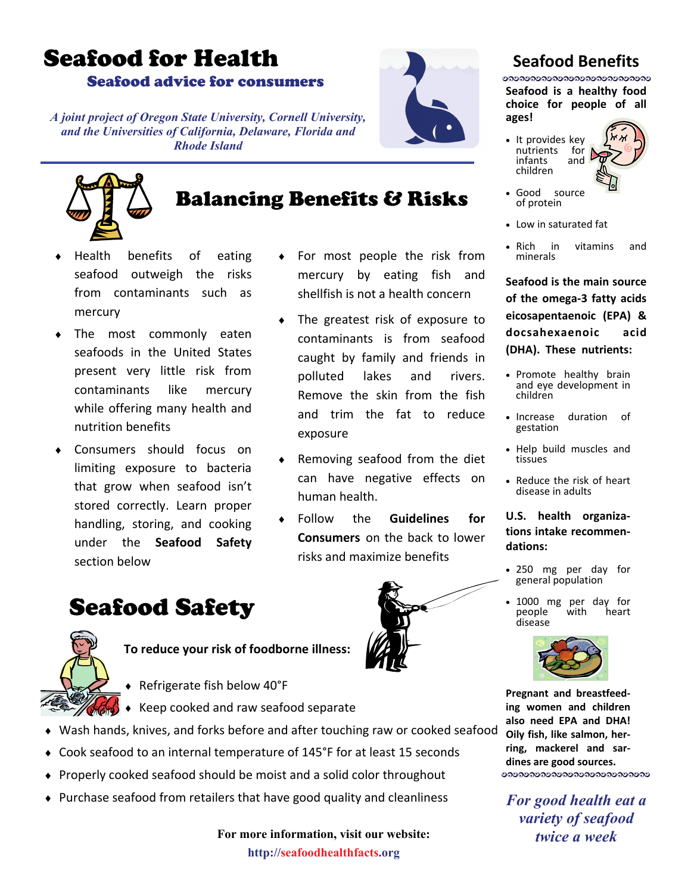# Seafood for Health

## Seafood advice for consumers

*A joint project of Oregon State University, Cornell University, and the Universities of California, Delaware, Florida and Rhode Island*

## Balancing Benefits & Risks

- Health benefits of eating seafood outweigh the risks from contaminants such as mercury
- The most commonly eaten seafoods in the United States present very little risk from contaminants like mercury while offering many health and nutrition benefits
- Consumers should focus on limiting exposure to bacteria that grow when seafood isn't stored correctly. Learn proper handling, storing, and cooking under the **Seafood Safety** section below
- For most people the risk from mercury by eating fish and shellfish is not a health concern
- The greatest risk of exposure to contaminants is from seafood caught by family and friends in polluted lakes and rivers. Remove the skin from the fish and trim the fat to reduce exposure
- Removing seafood from the diet can have negative effects on human health.
- Follow the **Guidelines for Consumers** on the back to lower risks and maximize benefits

## Seafood Safety

**To reduce your risk of foodborne illness:**

- Refrigerate fish below 40°F
- Keep cooked and raw seafood separate
- Wash hands, knives, and forks before and after touching raw or cooked seafood
- Cook seafood to an internal temperature of 145°F for at least 15 seconds
- Properly cooked seafood should be moist and a solid color throughout
- Purchase seafood from retailers that have good quality and cleanliness

**For more information, visit our website:**
**http://seafoodhealthfacts.org**

## Seafood Benefits

**Seafood is a healthy food choice for people of all ages!**

- It provides key nutrients for infants and children
- Good source of protein
- Low in saturated fat
- Rich in vitamins and minerals

**Seafood is the main source of the omega-3 fatty acids eicosapentaenoic (EPA) & docsahexaenoic acid (DHA). These nutrients:**

- Promote healthy brain and eye development in children
- Increase duration of gestation
- Help build muscles and tissues
- Reduce the risk of heart disease in adults

**U.S. health organizations intake recommendations:**

- 250 mg per day for general population
- 1000 mg per day for people with heart disease

**Pregnant and breastfeeding women and children also need EPA and DHA! Oily fish, like salmon, herring, mackerel and sardines are good sources.**

***For good health eat a variety of seafood twice a week***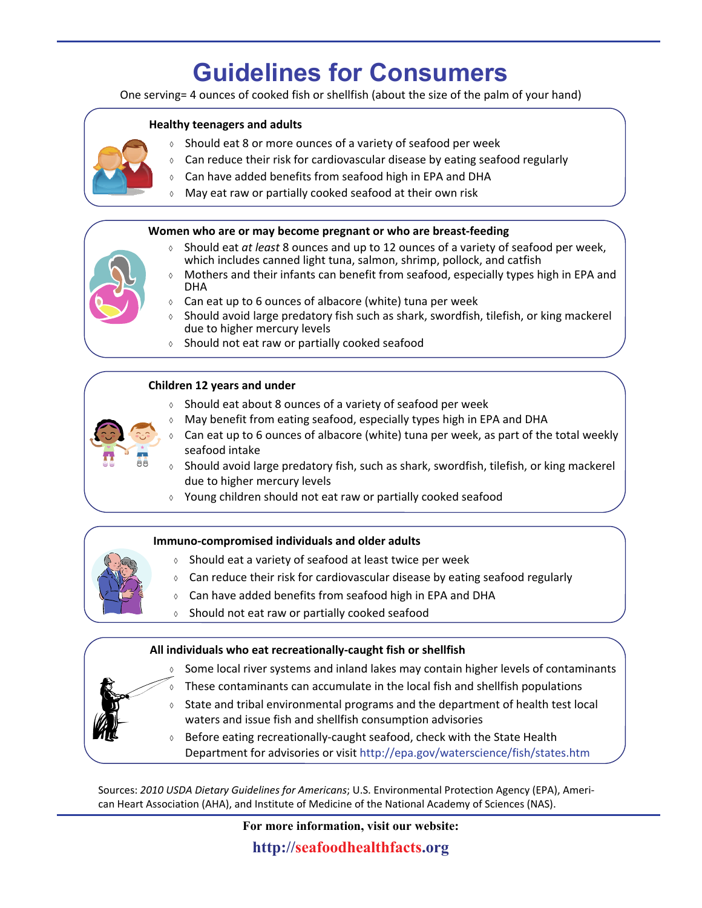# Guidelines for Consumers

One serving= 4 ounces of cooked fish or shellfish (about the size of the palm of your hand)

**Healthy teenagers and adults**

- Should eat 8 or more ounces of a variety of seafood per week
- Can reduce their risk for cardiovascular disease by eating seafood regularly
- Can have added benefits from seafood high in EPA and DHA
- May eat raw or partially cooked seafood at their own risk

**Women who are or may become pregnant or who are breast-feeding**

- Should eat *at least* 8 ounces and up to 12 ounces of a variety of seafood per week, which includes canned light tuna, salmon, shrimp, pollock, and catfish
- Mothers and their infants can benefit from seafood, especially types high in EPA and DHA
- Can eat up to 6 ounces of albacore (white) tuna per week
- Should avoid large predatory fish such as shark, swordfish, tilefish, or king mackerel due to higher mercury levels
- Should not eat raw or partially cooked seafood

**Children 12 years and under**

- Should eat about 8 ounces of a variety of seafood per week
- May benefit from eating seafood, especially types high in EPA and DHA
- Can eat up to 6 ounces of albacore (white) tuna per week, as part of the total weekly seafood intake
- Should avoid large predatory fish, such as shark, swordfish, tilefish, or king mackerel due to higher mercury levels
- Young children should not eat raw or partially cooked seafood

**Immuno-compromised individuals and older adults**

- Should eat a variety of seafood at least twice per week
- Can reduce their risk for cardiovascular disease by eating seafood regularly
- Can have added benefits from seafood high in EPA and DHA
- Should not eat raw or partially cooked seafood

**All individuals who eat recreationally-caught fish or shellfish**

- Some local river systems and inland lakes may contain higher levels of contaminants
- These contaminants can accumulate in the local fish and shellfish populations
- State and tribal environmental programs and the department of health test local waters and issue fish and shellfish consumption advisories
- Before eating recreationally-caught seafood, check with the State Health Department for advisories or visit http://epa.gov/waterscience/fish/states.htm

Sources: *2010 USDA Dietary Guidelines for Americans*; U.S. Environmental Protection Agency (EPA), American Heart Association (AHA), and Institute of Medicine of the National Academy of Sciences (NAS).

**For more information, visit our website:**

**http://seafoodhealthfacts.org**